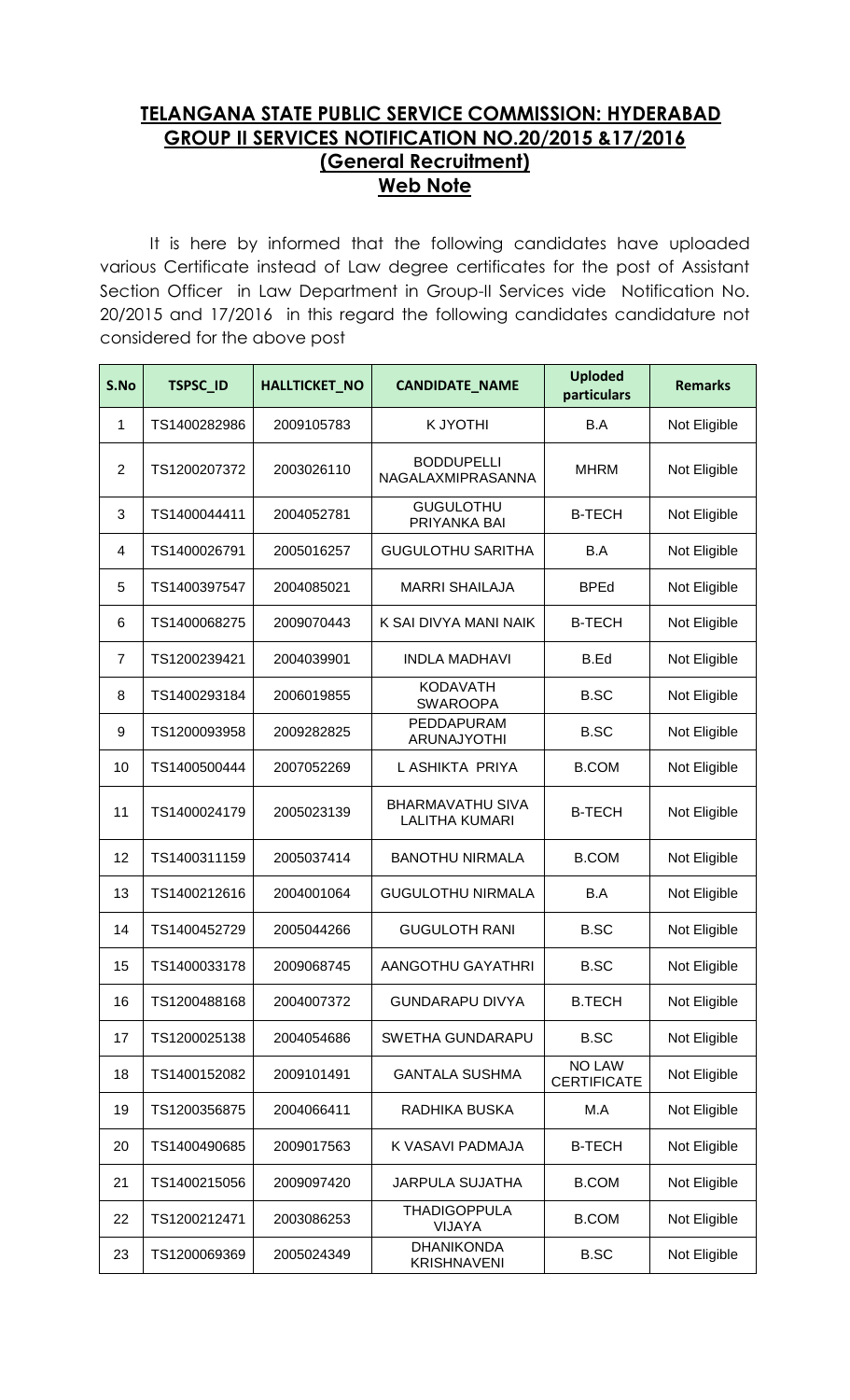# TELANGANA STATE PUBLIC SERVICE COMMISSION: HYDERABAD
## GROUP II SERVICES NOTIFICATION NO.20/2015 &17/2016
## (General Recruitment)
## Web Note

It is here by informed that the following candidates have uploaded various Certificate instead of Law degree certificates for the post of Assistant Section Officer in Law Department in Group-II Services vide Notification No. 20/2015 and 17/2016 in this regard the following candidates candidature not considered for the above post

| S.No | TSPSC_ID | HALLTICKET_NO | CANDIDATE_NAME | Uploded particulars | Remarks |
|---|---|---|---|---|---|
| 1 | TS1400282986 | 2009105783 | K JYOTHI | B.A | Not Eligible |
| 2 | TS1200207372 | 2003026110 | BODDUPELLI NAGALAXMIPRASANNA | MHRM | Not Eligible |
| 3 | TS1400044411 | 2004052781 | GUGULOTHU PRIYANKA BAI | B-TECH | Not Eligible |
| 4 | TS1400026791 | 2005016257 | GUGULOTHU SARITHA | B.A | Not Eligible |
| 5 | TS1400397547 | 2004085021 | MARRI SHAILAJA | BPEd | Not Eligible |
| 6 | TS1400068275 | 2009070443 | K SAI DIVYA MANI NAIK | B-TECH | Not Eligible |
| 7 | TS1200239421 | 2004039901 | INDLA MADHAVI | B.Ed | Not Eligible |
| 8 | TS1400293184 | 2006019855 | KODAVATH SWAROOPA | B.SC | Not Eligible |
| 9 | TS1200093958 | 2009282825 | PEDDAPURAM ARUNAJYOTHI | B.SC | Not Eligible |
| 10 | TS1400500444 | 2007052269 | L ASHIKTA PRIYA | B.COM | Not Eligible |
| 11 | TS1400024179 | 2005023139 | BHARMAVATHU SIVA LALITHA KUMARI | B-TECH | Not Eligible |
| 12 | TS1400311159 | 2005037414 | BANOTHU NIRMALA | B.COM | Not Eligible |
| 13 | TS1400212616 | 2004001064 | GUGULOTHU NIRMALA | B.A | Not Eligible |
| 14 | TS1400452729 | 2005044266 | GUGULOTH RANI | B.SC | Not Eligible |
| 15 | TS1400033178 | 2009068745 | AANGOTHU GAYATHRI | B.SC | Not Eligible |
| 16 | TS1200488168 | 2004007372 | GUNDARAPU DIVYA | B.TECH | Not Eligible |
| 17 | TS1200025138 | 2004054686 | SWETHA GUNDARAPU | B.SC | Not Eligible |
| 18 | TS1400152082 | 2009101491 | GANTALA SUSHMA | NO LAW CERTIFICATE | Not Eligible |
| 19 | TS1200356875 | 2004066411 | RADHIKA BUSKA | M.A | Not Eligible |
| 20 | TS1400490685 | 2009017563 | K VASAVI PADMAJA | B-TECH | Not Eligible |
| 21 | TS1400215056 | 2009097420 | JARPULA SUJATHA | B.COM | Not Eligible |
| 22 | TS1200212471 | 2003086253 | THADIGOPPULA VIJAYA | B.COM | Not Eligible |
| 23 | TS1200069369 | 2005024349 | DHANIKONDA KRISHNAVENI | B.SC | Not Eligible |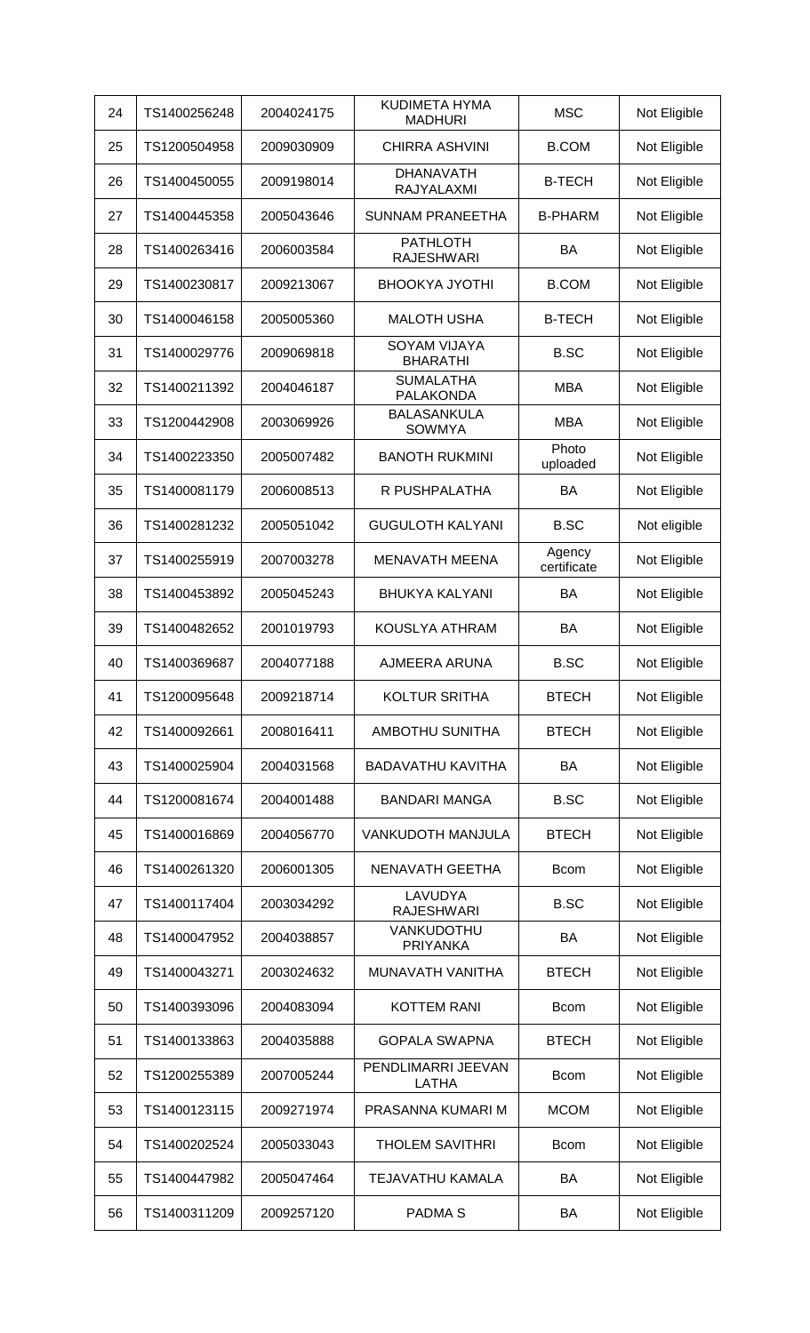| 24 | TS1400256248 | 2004024175 | KUDIMETA HYMA MADHURI | MSC | Not Eligible |
|---|---|---|---|---|---|
| 25 | TS1200504958 | 2009030909 | CHIRRA ASHVINI | B.COM | Not Eligible |
| 26 | TS1400450055 | 2009198014 | DHANAVATH RAJYALAXMI | B-TECH | Not Eligible |
| 27 | TS1400445358 | 2005043646 | SUNNAM PRANEETHA | B-PHARM | Not Eligible |
| 28 | TS1400263416 | 2006003584 | PATHLOTH RAJESHWARI | BA | Not Eligible |
| 29 | TS1400230817 | 2009213067 | BHOOKYA JYOTHI | B.COM | Not Eligible |
| 30 | TS1400046158 | 2005005360 | MALOTH USHA | B-TECH | Not Eligible |
| 31 | TS1400029776 | 2009069818 | SOYAM VIJAYA BHARATHI | B.SC | Not Eligible |
| 32 | TS1400211392 | 2004046187 | SUMALATHA PALAKONDA | MBA | Not Eligible |
| 33 | TS1200442908 | 2003069926 | BALASANKULA SOWMYA | MBA | Not Eligible |
| 34 | TS1400223350 | 2005007482 | BANOTH RUKMINI | Photo uploaded | Not Eligible |
| 35 | TS1400081179 | 2006008513 | R PUSHPALATHA | BA | Not Eligible |
| 36 | TS1400281232 | 2005051042 | GUGULOTH KALYANI | B.SC | Not eligible |
| 37 | TS1400255919 | 2007003278 | MENAVATH MEENA | Agency certificate | Not Eligible |
| 38 | TS1400453892 | 2005045243 | BHUKYA KALYANI | BA | Not Eligible |
| 39 | TS1400482652 | 2001019793 | KOUSLYA ATHRAM | BA | Not Eligible |
| 40 | TS1400369687 | 2004077188 | AJMEERA ARUNA | B.SC | Not Eligible |
| 41 | TS1200095648 | 2009218714 | KOLTUR SRITHA | BTECH | Not Eligible |
| 42 | TS1400092661 | 2008016411 | AMBOTHU SUNITHA | BTECH | Not Eligible |
| 43 | TS1400025904 | 2004031568 | BADAVATHU KAVITHA | BA | Not Eligible |
| 44 | TS1200081674 | 2004001488 | BANDARI MANGA | B.SC | Not Eligible |
| 45 | TS1400016869 | 2004056770 | VANKUDOTH MANJULA | BTECH | Not Eligible |
| 46 | TS1400261320 | 2006001305 | NENAVATH GEETHA | Bcom | Not Eligible |
| 47 | TS1400117404 | 2003034292 | LAVUDYA RAJESHWARI | B.SC | Not Eligible |
| 48 | TS1400047952 | 2004038857 | VANKUDOTHU PRIYANKA | BA | Not Eligible |
| 49 | TS1400043271 | 2003024632 | MUNAVATH VANITHA | BTECH | Not Eligible |
| 50 | TS1400393096 | 2004083094 | KOTTEM RANI | Bcom | Not Eligible |
| 51 | TS1400133863 | 2004035888 | GOPALA SWAPNA | BTECH | Not Eligible |
| 52 | TS1200255389 | 2007005244 | PENDLIMARRI JEEVAN LATHA | Bcom | Not Eligible |
| 53 | TS1400123115 | 2009271974 | PRASANNA KUMARI M | MCOM | Not Eligible |
| 54 | TS1400202524 | 2005033043 | THOLEM SAVITHRI | Bcom | Not Eligible |
| 55 | TS1400447982 | 2005047464 | TEJAVATHU KAMALA | BA | Not Eligible |
| 56 | TS1400311209 | 2009257120 | PADMA S | BA | Not Eligible |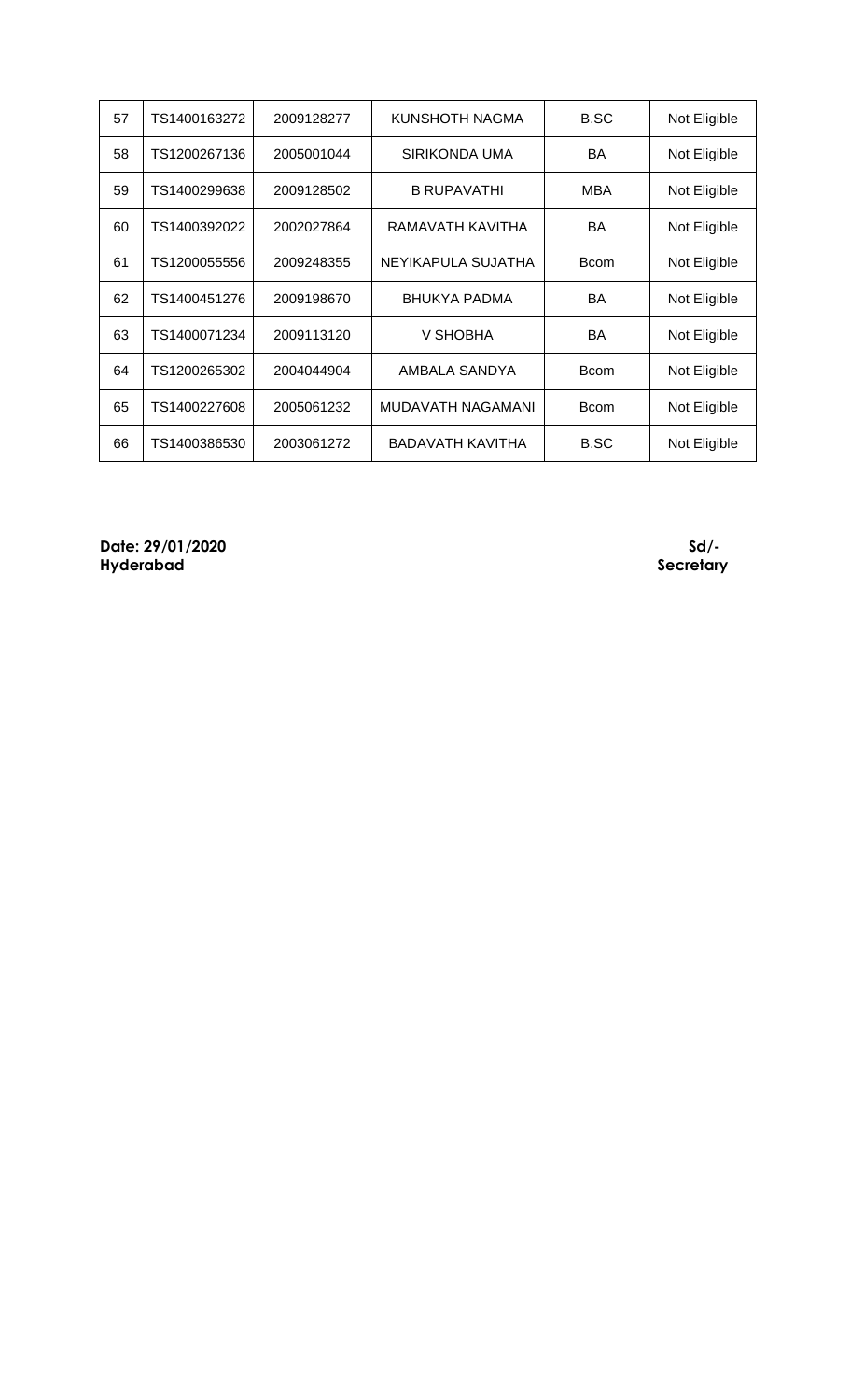| | | | | | |
|---|---|---|---|---|---|
| 57 | TS1400163272 | 2009128277 | KUNSHOTH NAGMA | B.SC | Not Eligible |
| 58 | TS1200267136 | 2005001044 | SIRIKONDA UMA | BA | Not Eligible |
| 59 | TS1400299638 | 2009128502 | B RUPAVATHI | MBA | Not Eligible |
| 60 | TS1400392022 | 2002027864 | RAMAVATH KAVITHA | BA | Not Eligible |
| 61 | TS1200055556 | 2009248355 | NEYIKAPULA SUJATHA | Bcom | Not Eligible |
| 62 | TS1400451276 | 2009198670 | BHUKYA PADMA | BA | Not Eligible |
| 63 | TS1400071234 | 2009113120 | V SHOBHA | BA | Not Eligible |
| 64 | TS1200265302 | 2004044904 | AMBALA SANDYA | Bcom | Not Eligible |
| 65 | TS1400227608 | 2005061232 | MUDAVATH NAGAMANI | Bcom | Not Eligible |
| 66 | TS1400386530 | 2003061272 | BADAVATH KAVITHA | B.SC | Not Eligible |

**Date: 29/01/2020**
**Hyderabad**

**Sd/-**
**Secretary**